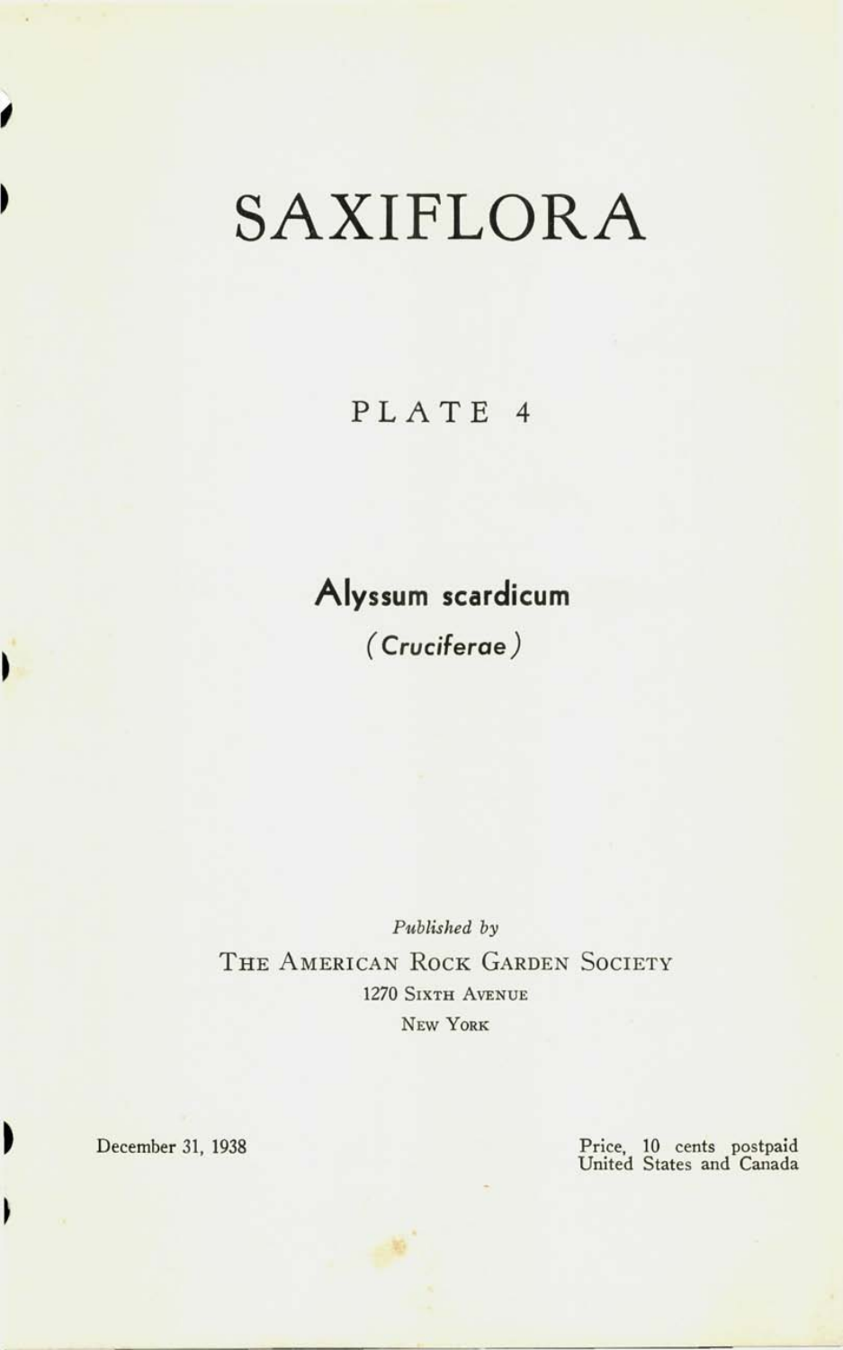# SAXIFLORA

## PLATE 4

### **Alyssum scardicum**

***(Cruciferae)***

*Published by*

THE AMERICAN ROCK GARDEN SOCIETY
1270 SIXTH AVENUE
NEW YORK

December 31, 1938

Price, 10 cents postpaid
United States and Canada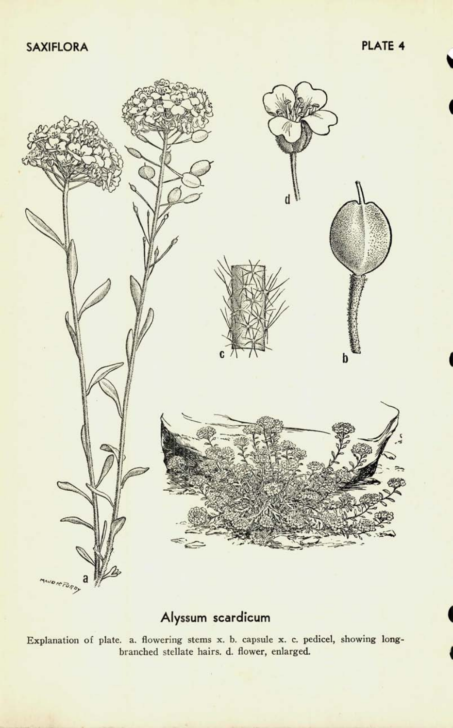## Alyssum scardicum

Explanation of plate. a. flowering stems x. b. capsule x. c. pedicel, showing long-branched stellate hairs. d. flower, enlarged.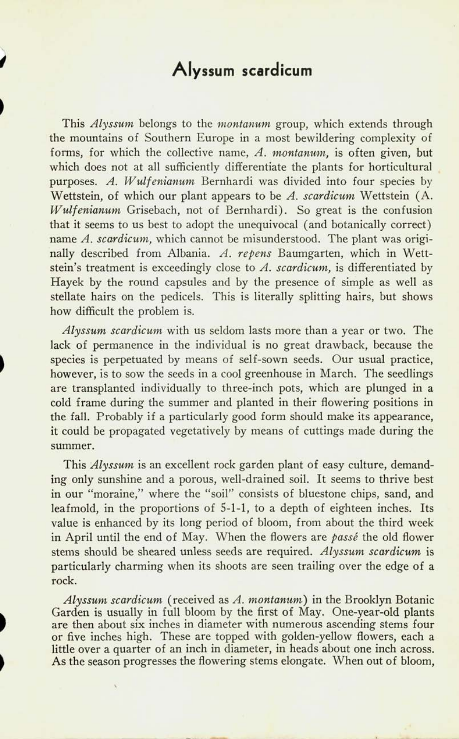# Alyssum scardicum

This *Alyssum* belongs to the *montanum* group, which extends through the mountains of Southern Europe in a most bewildering complexity of forms, for which the collective name, *A. montanum,* is often given, but which does not at all sufficiently differentiate the plants for horticultural purposes. *A. Wulfenianum* Bernhardi was divided into four species by Wettstein, of which our plant appears to be *A. scardicum* Wettstein (A. *Wulfenianum* Grisebach, not of Bernhardi). So great is the confusion that it seems to us best to adopt the unequivocal (and botanically correct) name *A. scardicum,* which cannot be misunderstood. The plant was originally described from Albania. *A. repens* Baumgarten, which in Wettstein's treatment is exceedingly close to *A. scardicum,* is differentiated by Hayek by the round capsules and by the presence of simple as well as stellate hairs on the pedicels. This is literally splitting hairs, but shows how difficult the problem is.

*Alyssum scardicum* with us seldom lasts more than a year or two. The lack of permanence in the individual is no great drawback, because the species is perpetuated by means of self-sown seeds. Our usual practice, however, is to sow the seeds in a cool greenhouse in March. The seedlings are transplanted individually to three-inch pots, which are plunged in a cold frame during the summer and planted in their flowering positions in the fall. Probably if a particularly good form should make its appearance, it could be propagated vegetatively by means of cuttings made during the summer.

This *Alyssum* is an excellent rock garden plant of easy culture, demanding only sunshine and a porous, well-drained soil. It seems to thrive best in our "moraine," where the "soil" consists of bluestone chips, sand, and leafmold, in the proportions of 5-1-1, to a depth of eighteen inches. Its value is enhanced by its long period of bloom, from about the third week in April until the end of May. When the flowers are *passé* the old flower stems should be sheared unless seeds are required. *Alyssum scardicum* is particularly charming when its shoots are seen trailing over the edge of a rock.

*Alyssum scardicum* (received as *A. montanum*) in the Brooklyn Botanic Garden is usually in full bloom by the first of May. One-year-old plants are then about six inches in diameter with numerous ascending stems four or five inches high. These are topped with golden-yellow flowers, each a little over a quarter of an inch in diameter, in heads about one inch across. As the season progresses the flowering stems elongate. When out of bloom,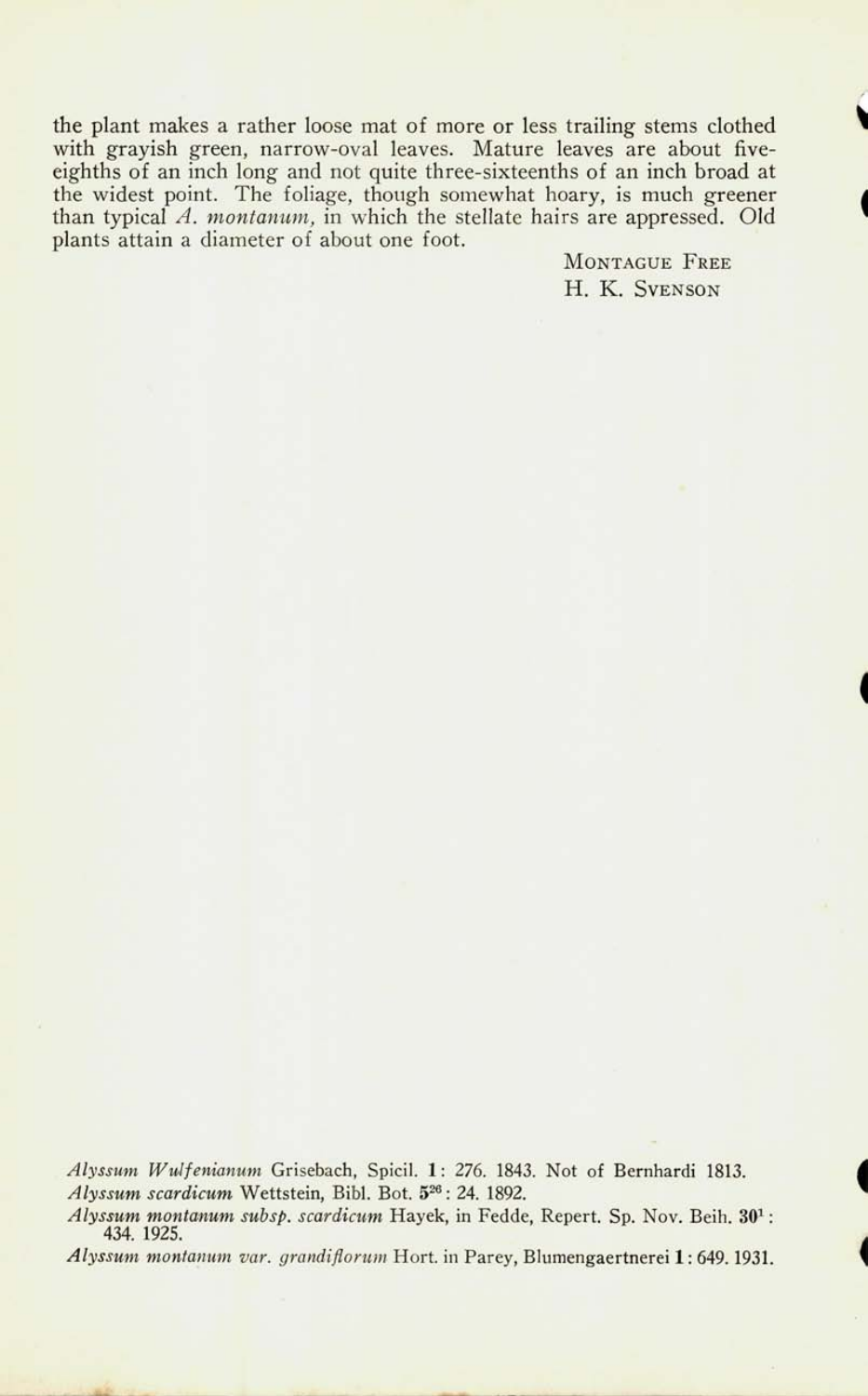the plant makes a rather loose mat of more or less trailing stems clothed with grayish green, narrow-oval leaves. Mature leaves are about five-eighths of an inch long and not quite three-sixteenths of an inch broad at the widest point. The foliage, though somewhat hoary, is much greener than typical *A. montanum,* in which the stellate hairs are appressed. Old plants attain a diameter of about one foot.

Montague Free
H. K. Svenson

*Alyssum Wulfenianum* Grisebach, Spicil. **1**: 276. 1843. Not of Bernhardi 1813.

*Alyssum scardicum* Wettstein, Bibl. Bot. **5**[26]: 24. 1892.

*Alyssum montanum subsp. scardicum* Hayek, in Fedde, Repert. Sp. Nov. Beih. **30**[1]: 434. 1925.

*Alyssum montanum var. grandiflorum* Hort. in Parey, Blumengaertnerei **1**: 649. 1931.